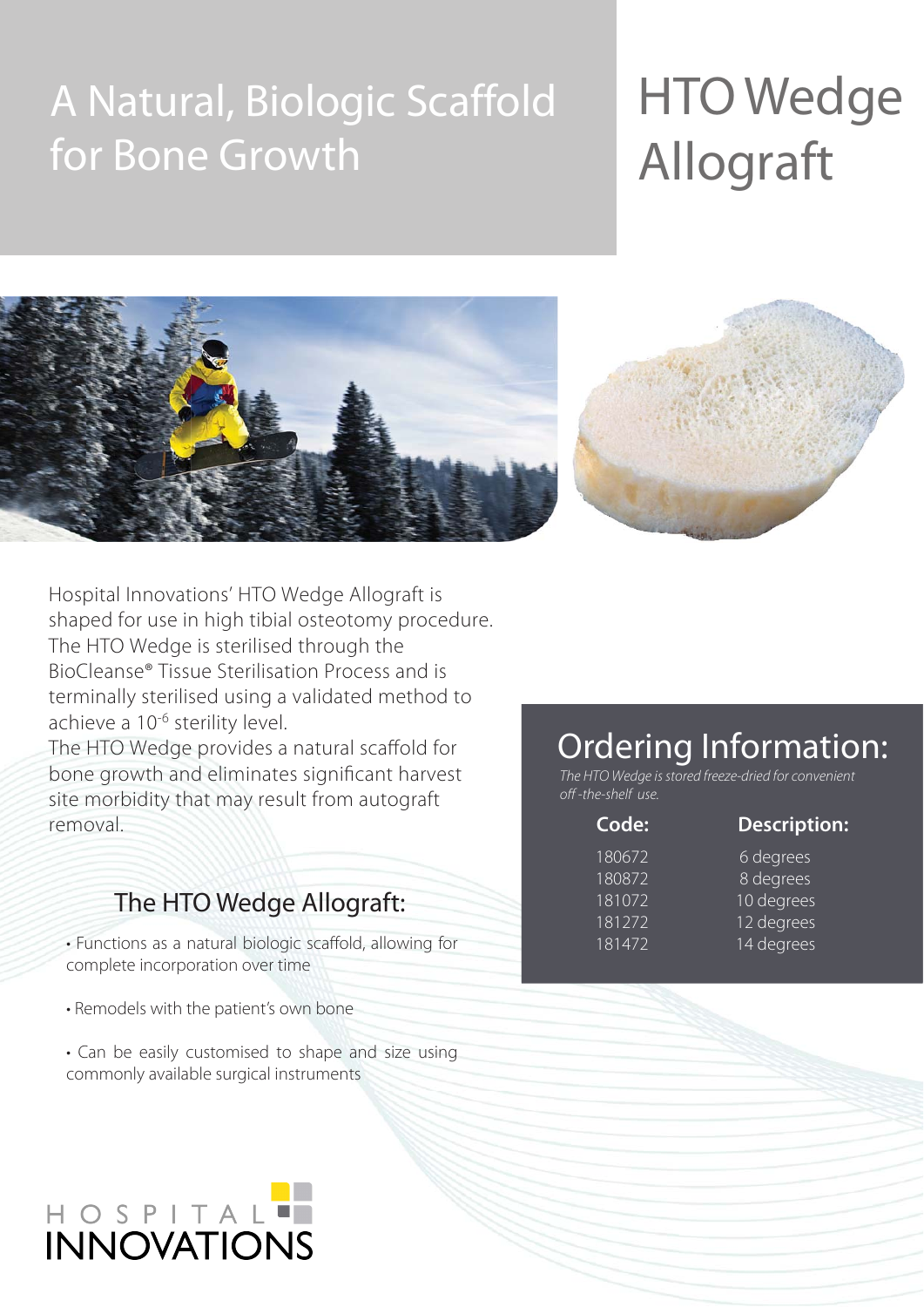# A Natural, Biologic Scaffold for Bone Growth

# HTO Wedge Allograft

Hospital Innovations' HTO Wedge Allograft is shaped for use in high tibial osteotomy procedure. The HTO Wedge is sterilised through the BioCleanse® Tissue Sterilisation Process and is terminally sterilised using a validated method to achieve a $10^{-6}$ sterility level.

The HTO Wedge provides a natural scaffold for bone growth and eliminates significant harvest site morbidity that may result from autograft removal.

## The HTO Wedge Allograft:

- Functions as a natural biologic scaffold, allowing for complete incorporation over time
- Remodels with the patient's own bone
- Can be easily customised to shape and size using commonly available surgical instruments

## Ordering Information:

*The HTO Wedge is stored freeze-dried for convenient off-the-shelf use.*

| Code: | Description: |
|---|---|
| 180672 | 6 degrees |
| 180872 | 8 degrees |
| 181072 | 10 degrees |
| 181272 | 12 degrees |
| 181472 | 14 degrees |

HOSPITAL INNOVATIONS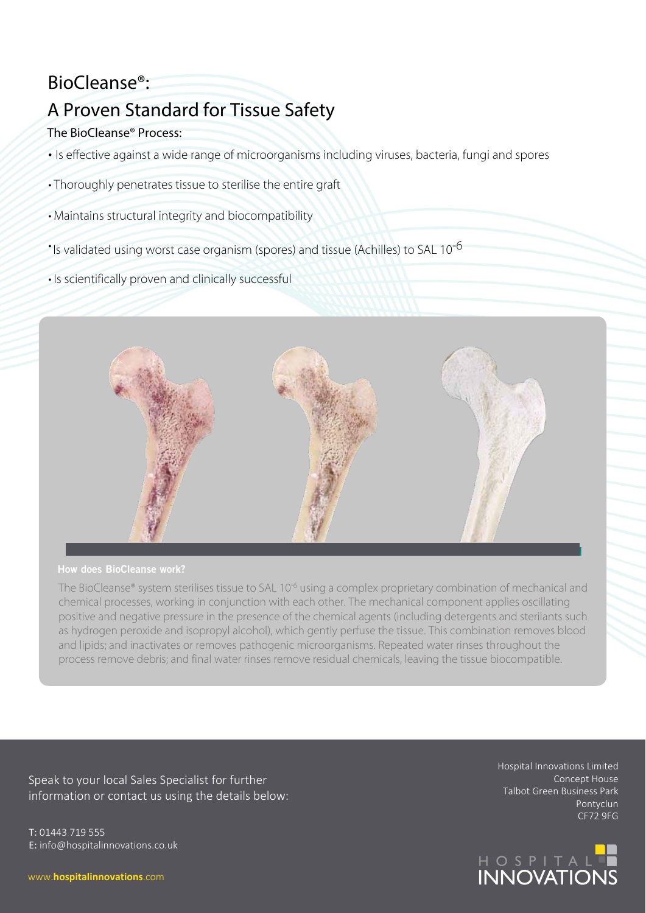# BioCleanse®:

# A Proven Standard for Tissue Safety

### The BioCleanse® Process:

- Is effective against a wide range of microorganisms including viruses, bacteria, fungi and spores
- Thoroughly penetrates tissue to sterilise the entire graft
- Maintains structural integrity and biocompatibility
- Is validated using worst case organism (spores) and tissue (Achilles) to SAL $10^{-6}$
- Is scientifically proven and clinically successful

#### How does BioCleanse work?

The BioCleanse® system sterilises tissue to SAL $10^{-6}$ using a complex proprietary combination of mechanical and chemical processes, working in conjunction with each other. The mechanical component applies oscillating positive and negative pressure in the presence of the chemical agents (including detergents and sterilants such as hydrogen peroxide and isopropyl alcohol), which gently perfuse the tissue. This combination removes blood and lipids; and inactivates or removes pathogenic microorganisms. Repeated water rinses throughout the process remove debris; and final water rinses remove residual chemicals, leaving the tissue biocompatible.

Speak to your local Sales Specialist for further information or contact us using the details below:

T: 01443 719 555
E: info@hospitalinnovations.co.uk

www.**hospitalinnovations**.com

Hospital Innovations Limited
Concept House
Talbot Green Business Park
Pontyclun
CF72 9FG

HOSPITAL INNOVATIONS